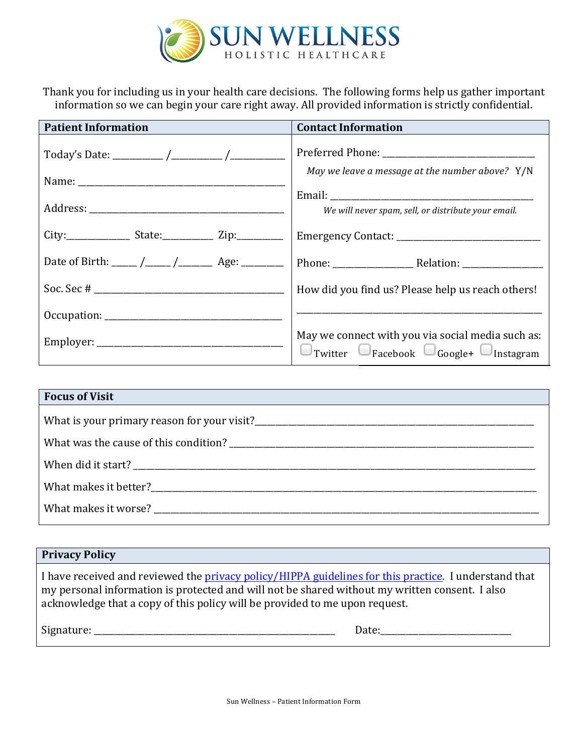# SUN WELLNESS
HOLISTIC HEALTHCARE

Thank you for including us in your health care decisions. The following forms help us gather important information so we can begin your care right away. All provided information is strictly confidential.

| Patient Information | Contact Information |
|---|---|
| Today's Date: _________ /_________ /__________ | Preferred Phone: ______________________________ |
| | *May we leave a message at the number above?* Y/N |
| Name: ________________________________________ | Email: ________________________________________ |
| | *We will never spam, sell, or distribute your email.* |
| Address: ______________________________________ | |
| City:____________ State:_________ Zip:_________ | Emergency Contact: ____________________________ |
| Date of Birth: _____ /_____ /______ Age: ________ | Phone: _______________ Relation: _______________ |
| Soc. Sec # ____________________________________ | How did you find us? Please help us reach others! |
| Occupation: ___________________________________ | ______________________________________________ |
| Employer: _____________________________________ | May we connect with you via social media such as: ☐ Twitter ☐ Facebook ☐ Google+ ☐ Instagram |

## Focus of Visit

What is your primary reason for your visit?_____________________________________________

What was the cause of this condition? __________________________________________________

When did it start? ___________________________________________________________________

What makes it better?_______________________________________________________________

What makes it worse? _______________________________________________________________

## Privacy Policy

I have received and reviewed the [privacy policy/HIPPA guidelines for this practice](). I understand that my personal information is protected and will not be shared without my written consent. I also acknowledge that a copy of this policy will be provided to me upon request.

Signature: ____________________________________________ Date:_________________________

Sun Wellness – Patient Information Form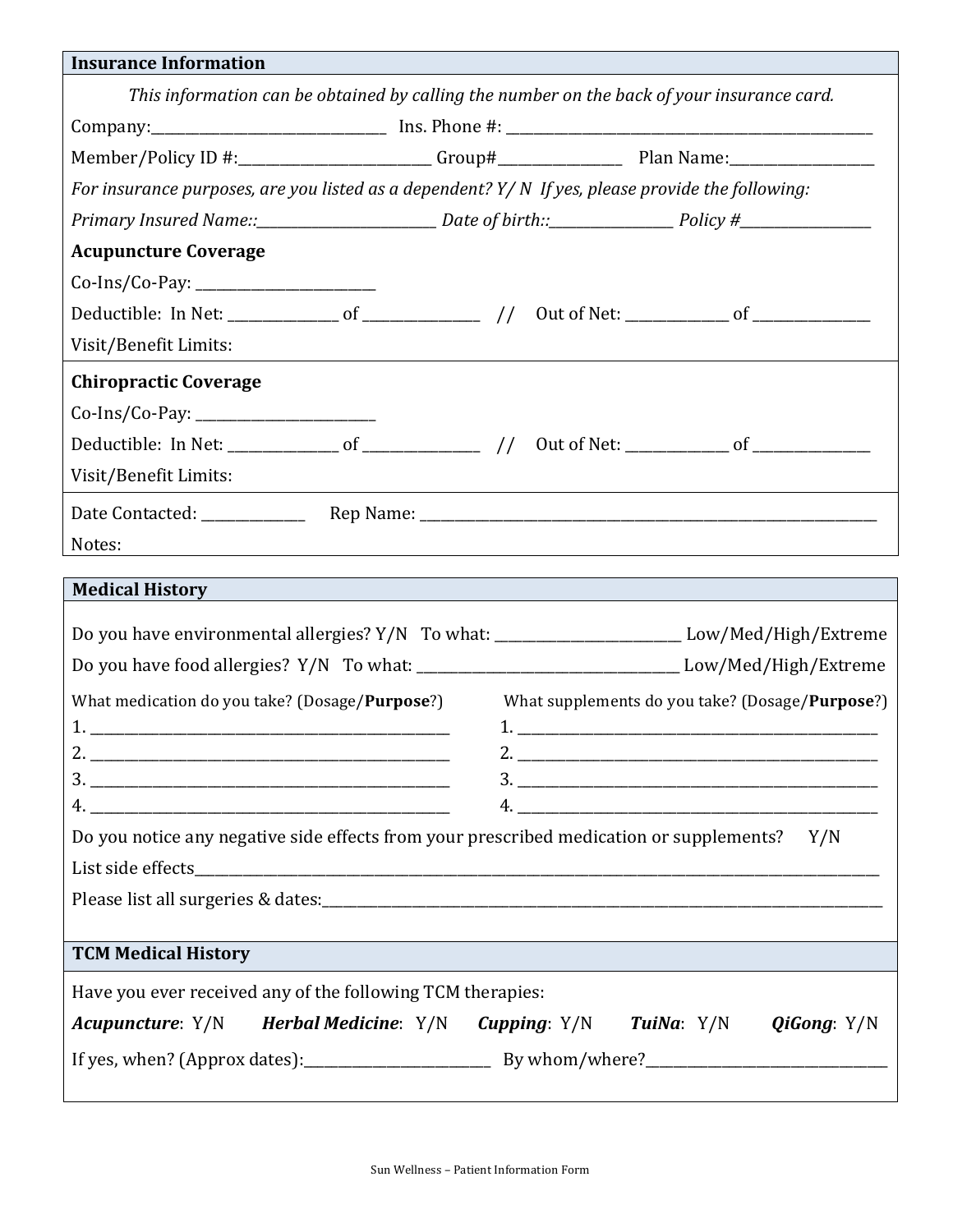## Insurance Information

*This information can be obtained by calling the number on the back of your insurance card.*

Company:________________________________ Ins. Phone #: __________________________________________________

Member/Policy ID #:__________________________ Group#________________ Plan Name:___________________

*For insurance purposes, are you listed as a dependent? Y/ N If yes, please provide the following:*

*Primary Insured Name::________________________ Date of birth::________________ Policy #_________________*

**Acupuncture Coverage**

Co-Ins/Co-Pay: ________________________

Deductible: In Net: ______________ of _______________ // Out of Net: _____________ of _______________

Visit/Benefit Limits:

**Chiropractic Coverage**

Co-Ins/Co-Pay: ________________________

Deductible: In Net: ______________ of _______________ // Out of Net: _____________ of _______________

Visit/Benefit Limits:

Date Contacted: _____________ Rep Name: _______________________________________________________________

Notes:

## Medical History

Do you have environmental allergies? Y/N To what: __________________________ Low/Med/High/Extreme

Do you have food allergies? Y/N To what: ___________________________________ Low/Med/High/Extreme

What medication do you take? (Dosage/**Purpose**?)

1. __________________________________________________
2. __________________________________________________
3. __________________________________________________
4. __________________________________________________

What supplements do you take? (Dosage/**Purpose**?)

1. __________________________________________________
2. __________________________________________________
3. __________________________________________________
4. __________________________________________________

Do you notice any negative side effects from your prescribed medication or supplements? Y/N

List side effects_____________________________________________________________________________________________

Please list all surgeries & dates:_____________________________________________________________________________

## TCM Medical History

Have you ever received any of the following TCM therapies:

***Acupuncture***: Y/N ***Herbal Medicine***: Y/N ***Cupping***: Y/N ***TuiNa***: Y/N ***QiGong***: Y/N

If yes, when? (Approx dates):_________________________ By whom/where?_________________________________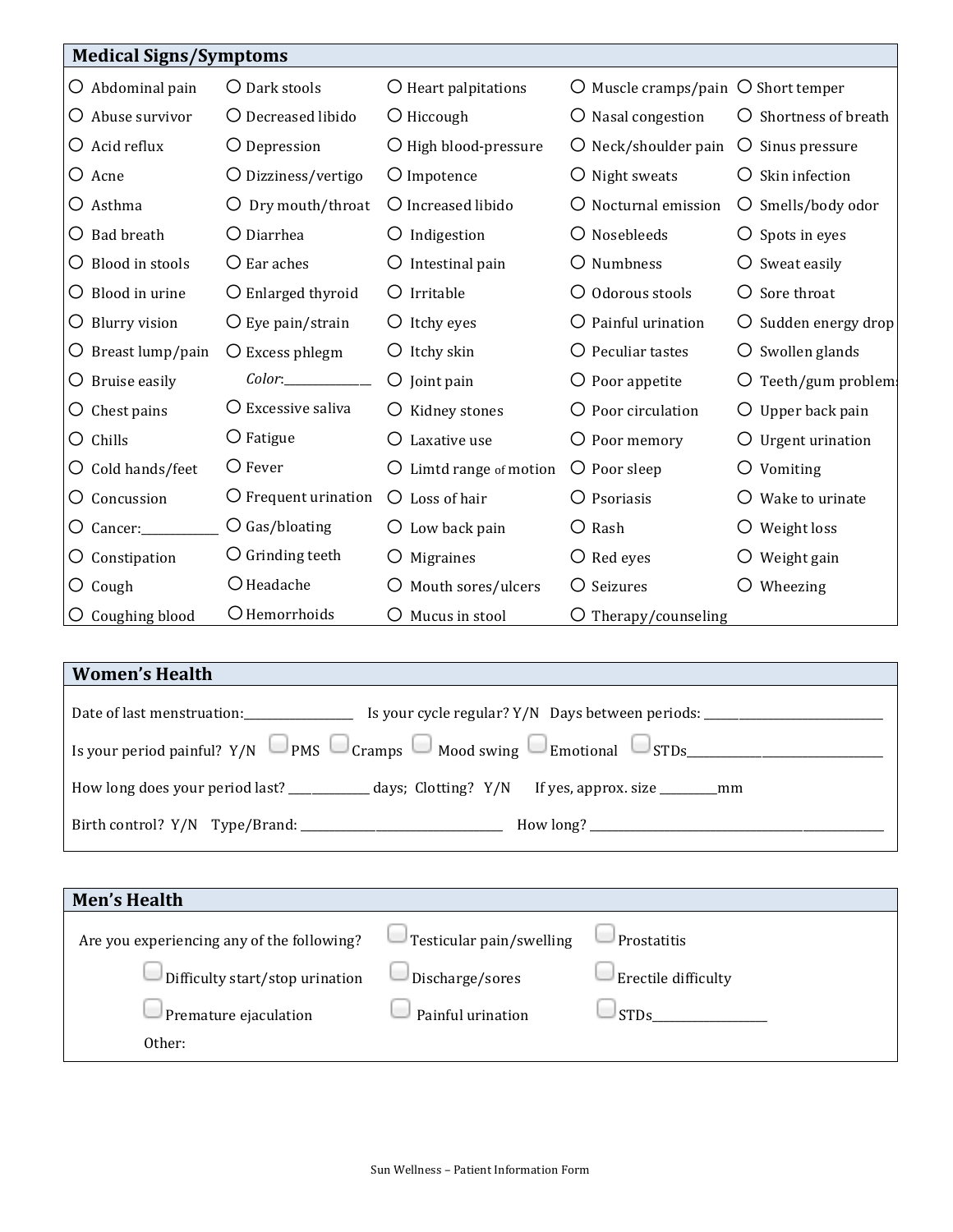## Medical Signs/Symptoms

| | | | | |
|---|---|---|---|---|
| ○ Abdominal pain | ○ Dark stools | ○ Heart palpitations | ○ Muscle cramps/pain | ○ Short temper |
| ○ Abuse survivor | ○ Decreased libido | ○ Hiccough | ○ Nasal congestion | ○ Shortness of breath |
| ○ Acid reflux | ○ Depression | ○ High blood-pressure | ○ Neck/shoulder pain | ○ Sinus pressure |
| ○ Acne | ○ Dizziness/vertigo | ○ Impotence | ○ Night sweats | ○ Skin infection |
| ○ Asthma | ○ Dry mouth/throat | ○ Increased libido | ○ Nocturnal emission | ○ Smells/body odor |
| ○ Bad breath | ○ Diarrhea | ○ Indigestion | ○ Nosebleeds | ○ Spots in eyes |
| ○ Blood in stools | ○ Ear aches | ○ Intestinal pain | ○ Numbness | ○ Sweat easily |
| ○ Blood in urine | ○ Enlarged thyroid | ○ Irritable | ○ Odorous stools | ○ Sore throat |
| ○ Blurry vision | ○ Eye pain/strain | ○ Itchy eyes | ○ Painful urination | ○ Sudden energy drop |
| ○ Breast lump/pain | ○ Excess phlegm | ○ Itchy skin | ○ Peculiar tastes | ○ Swollen glands |
| ○ Bruise easily | *Color*:______________ | ○ Joint pain | ○ Poor appetite | ○ Teeth/gum problems |
| ○ Chest pains | ○ Excessive saliva | ○ Kidney stones | ○ Poor circulation | ○ Upper back pain |
| ○ Chills | ○ Fatigue | ○ Laxative use | ○ Poor memory | ○ Urgent urination |
| ○ Cold hands/feet | ○ Fever | ○ Limtd range of motion | ○ Poor sleep | ○ Vomiting |
| ○ Concussion | ○ Frequent urination | ○ Loss of hair | ○ Psoriasis | ○ Wake to urinate |
| ○ Cancer:____________ | ○ Gas/bloating | ○ Low back pain | ○ Rash | ○ Weight loss |
| ○ Constipation | ○ Grinding teeth | ○ Migraines | ○ Red eyes | ○ Weight gain |
| ○ Cough | ○ Headache | ○ Mouth sores/ulcers | ○ Seizures | ○ Wheezing |
| ○ Coughing blood | ○ Hemorrhoids | ○ Mucus in stool | ○ Therapy/counseling | |

## Women's Health

Date of last menstruation:_________________ Is your cycle regular? Y/N Days between periods: ____________________________

Is your period painful? Y/N ☐ PMS ☐ Cramps ☐ Mood swing ☐ Emotional ☐ STDs________________________________

How long does your period last? _____________ days; Clotting? Y/N If yes, approx. size _________mm

Birth control? Y/N Type/Brand: ________________________________ How long? ______________________________________________

## Men's Health

Are you experiencing any of the following? ☐ Testicular pain/swelling ☐ Prostatitis

☐ Difficulty start/stop urination ☐ Discharge/sores ☐ Erectile difficulty

☐ Premature ejaculation ☐ Painful urination ☐ STDs__________________

Other: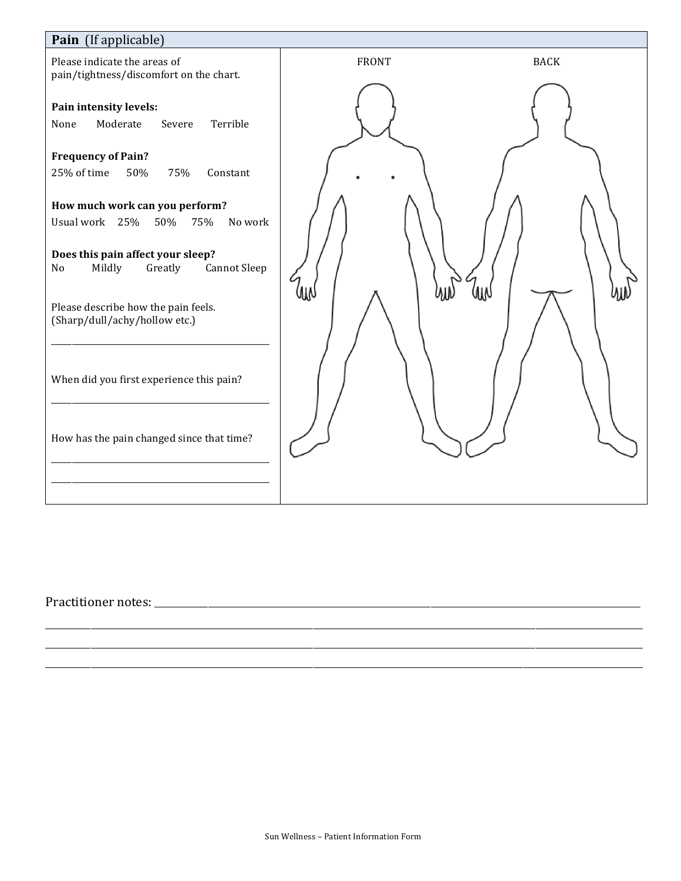## Pain (If applicable)

Please indicate the areas of pain/tightness/discomfort on the chart.

FRONT BACK

**Pain intensity levels:**

None Moderate Severe Terrible

**Frequency of Pain?**

25% of time 50% 75% Constant

**How much work can you perform?**

Usual work 25% 50% 75% No work

**Does this pain affect your sleep?**

No Mildly Greatly Cannot Sleep

Please describe how the pain feels. (Sharp/dull/achy/hollow etc.)

______________________________________________

When did you first experience this pain?

______________________________________________

How has the pain changed since that time?

______________________________________________

______________________________________________

Practitioner notes: ______________________________________________________________________________

______________________________________________________________________________________________

______________________________________________________________________________________________

______________________________________________________________________________________________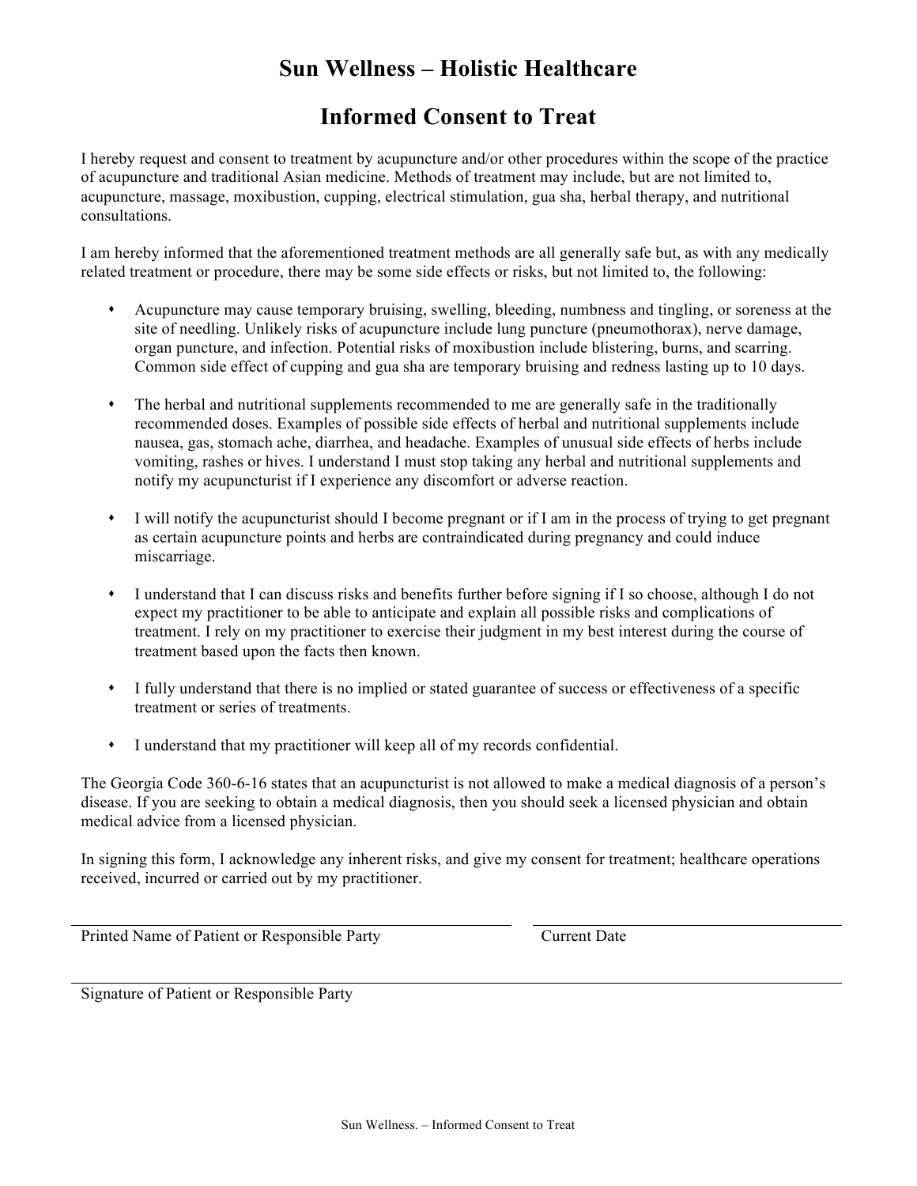# Sun Wellness – Holistic Healthcare

## Informed Consent to Treat

I hereby request and consent to treatment by acupuncture and/or other procedures within the scope of the practice of acupuncture and traditional Asian medicine. Methods of treatment may include, but are not limited to, acupuncture, massage, moxibustion, cupping, electrical stimulation, gua sha, herbal therapy, and nutritional consultations.

I am hereby informed that the aforementioned treatment methods are all generally safe but, as with any medically related treatment or procedure, there may be some side effects or risks, but not limited to, the following:

- Acupuncture may cause temporary bruising, swelling, bleeding, numbness and tingling, or soreness at the site of needling. Unlikely risks of acupuncture include lung puncture (pneumothorax), nerve damage, organ puncture, and infection. Potential risks of moxibustion include blistering, burns, and scarring. Common side effect of cupping and gua sha are temporary bruising and redness lasting up to 10 days.

- The herbal and nutritional supplements recommended to me are generally safe in the traditionally recommended doses. Examples of possible side effects of herbal and nutritional supplements include nausea, gas, stomach ache, diarrhea, and headache. Examples of unusual side effects of herbs include vomiting, rashes or hives. I understand I must stop taking any herbal and nutritional supplements and notify my acupuncturist if I experience any discomfort or adverse reaction.

- I will notify the acupuncturist should I become pregnant or if I am in the process of trying to get pregnant as certain acupuncture points and herbs are contraindicated during pregnancy and could induce miscarriage.

- I understand that I can discuss risks and benefits further before signing if I so choose, although I do not expect my practitioner to be able to anticipate and explain all possible risks and complications of treatment. I rely on my practitioner to exercise their judgment in my best interest during the course of treatment based upon the facts then known.

- I fully understand that there is no implied or stated guarantee of success or effectiveness of a specific treatment or series of treatments.

- I understand that my practitioner will keep all of my records confidential.

The Georgia Code 360-6-16 states that an acupuncturist is not allowed to make a medical diagnosis of a person's disease. If you are seeking to obtain a medical diagnosis, then you should seek a licensed physician and obtain medical advice from a licensed physician.

In signing this form, I acknowledge any inherent risks, and give my consent for treatment; healthcare operations received, incurred or carried out by my practitioner.

\_\_\_\_\_\_\_\_\_\_\_\_\_\_\_\_\_\_\_\_\_\_\_\_\_\_\_\_\_\_\_\_\_\_\_\_\_\_\_\_ \_\_\_\_\_\_\_\_\_\_\_\_\_\_\_\_\_\_\_\_\_\_\_\_\_\_\_\_
Printed Name of Patient or Responsible Party Current Date

\_\_\_\_\_\_\_\_\_\_\_\_\_\_\_\_\_\_\_\_\_\_\_\_\_\_\_\_\_\_\_\_\_\_\_\_\_\_\_\_\_\_\_\_\_\_\_\_\_\_\_\_\_\_\_\_\_\_\_\_\_\_\_\_\_\_\_\_\_\_\_\_
Signature of Patient or Responsible Party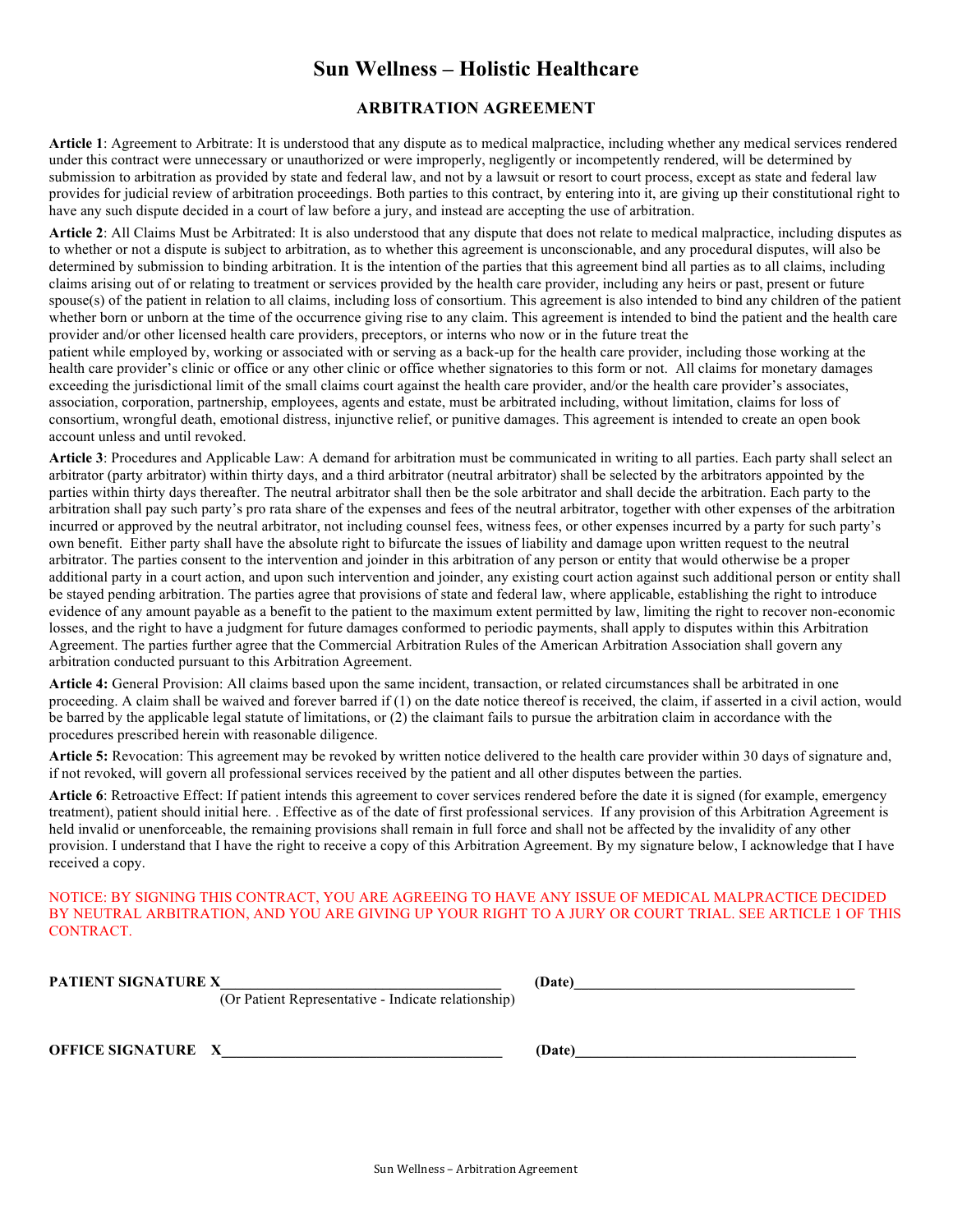# Sun Wellness – Holistic Healthcare

## ARBITRATION AGREEMENT

**Article 1**: Agreement to Arbitrate: It is understood that any dispute as to medical malpractice, including whether any medical services rendered under this contract were unnecessary or unauthorized or were improperly, negligently or incompetently rendered, will be determined by submission to arbitration as provided by state and federal law, and not by a lawsuit or resort to court process, except as state and federal law provides for judicial review of arbitration proceedings. Both parties to this contract, by entering into it, are giving up their constitutional right to have any such dispute decided in a court of law before a jury, and instead are accepting the use of arbitration.

**Article 2**: All Claims Must be Arbitrated: It is also understood that any dispute that does not relate to medical malpractice, including disputes as to whether or not a dispute is subject to arbitration, as to whether this agreement is unconscionable, and any procedural disputes, will also be determined by submission to binding arbitration. It is the intention of the parties that this agreement bind all parties as to all claims, including claims arising out of or relating to treatment or services provided by the health care provider, including any heirs or past, present or future spouse(s) of the patient in relation to all claims, including loss of consortium. This agreement is also intended to bind any children of the patient whether born or unborn at the time of the occurrence giving rise to any claim. This agreement is intended to bind the patient and the health care provider and/or other licensed health care providers, preceptors, or interns who now or in the future treat the patient while employed by, working or associated with or serving as a back-up for the health care provider, including those working at the health care provider's clinic or office or any other clinic or office whether signatories to this form or not. All claims for monetary damages exceeding the jurisdictional limit of the small claims court against the health care provider, and/or the health care provider's associates, association, corporation, partnership, employees, agents and estate, must be arbitrated including, without limitation, claims for loss of consortium, wrongful death, emotional distress, injunctive relief, or punitive damages. This agreement is intended to create an open book account unless and until revoked.

**Article 3**: Procedures and Applicable Law: A demand for arbitration must be communicated in writing to all parties. Each party shall select an arbitrator (party arbitrator) within thirty days, and a third arbitrator (neutral arbitrator) shall be selected by the arbitrators appointed by the parties within thirty days thereafter. The neutral arbitrator shall then be the sole arbitrator and shall decide the arbitration. Each party to the arbitration shall pay such party's pro rata share of the expenses and fees of the neutral arbitrator, together with other expenses of the arbitration incurred or approved by the neutral arbitrator, not including counsel fees, witness fees, or other expenses incurred by a party for such party's own benefit. Either party shall have the absolute right to bifurcate the issues of liability and damage upon written request to the neutral arbitrator. The parties consent to the intervention and joinder in this arbitration of any person or entity that would otherwise be a proper additional party in a court action, and upon such intervention and joinder, any existing court action against such additional person or entity shall be stayed pending arbitration. The parties agree that provisions of state and federal law, where applicable, establishing the right to introduce evidence of any amount payable as a benefit to the patient to the maximum extent permitted by law, limiting the right to recover non-economic losses, and the right to have a judgment for future damages conformed to periodic payments, shall apply to disputes within this Arbitration Agreement. The parties further agree that the Commercial Arbitration Rules of the American Arbitration Association shall govern any arbitration conducted pursuant to this Arbitration Agreement.

**Article 4:** General Provision: All claims based upon the same incident, transaction, or related circumstances shall be arbitrated in one proceeding. A claim shall be waived and forever barred if (1) on the date notice thereof is received, the claim, if asserted in a civil action, would be barred by the applicable legal statute of limitations, or (2) the claimant fails to pursue the arbitration claim in accordance with the procedures prescribed herein with reasonable diligence.

**Article 5:** Revocation: This agreement may be revoked by written notice delivered to the health care provider within 30 days of signature and, if not revoked, will govern all professional services received by the patient and all other disputes between the parties.

**Article 6**: Retroactive Effect: If patient intends this agreement to cover services rendered before the date it is signed (for example, emergency treatment), patient should initial here. . Effective as of the date of first professional services. If any provision of this Arbitration Agreement is held invalid or unenforceable, the remaining provisions shall remain in full force and shall not be affected by the invalidity of any other provision. I understand that I have the right to receive a copy of this Arbitration Agreement. By my signature below, I acknowledge that I have received a copy.

NOTICE: BY SIGNING THIS CONTRACT, YOU ARE AGREEING TO HAVE ANY ISSUE OF MEDICAL MALPRACTICE DECIDED BY NEUTRAL ARBITRATION, AND YOU ARE GIVING UP YOUR RIGHT TO A JURY OR COURT TRIAL. SEE ARTICLE 1 OF THIS CONTRACT.

**PATIENT SIGNATURE X**_____________________________________ **(Date)**_____________________________________

(Or Patient Representative - Indicate relationship)

**OFFICE SIGNATURE X**_____________________________________ **(Date)**_____________________________________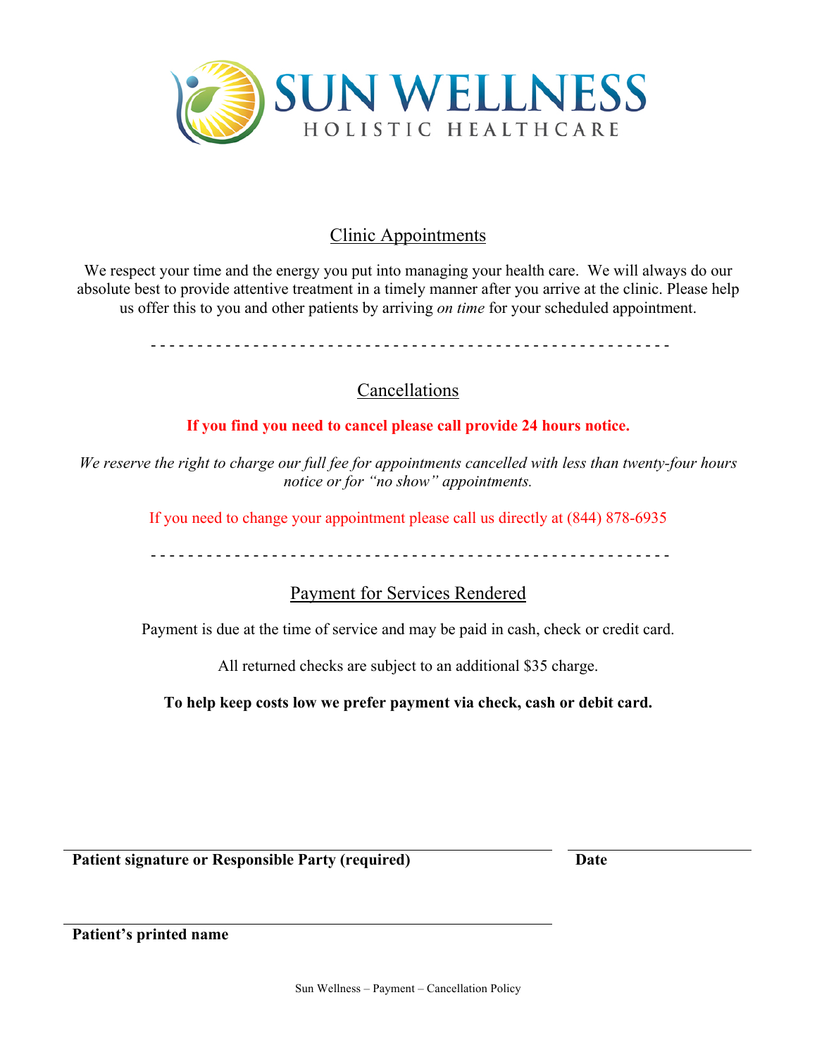SUN WELLNESS
HOLISTIC HEALTHCARE

## Clinic Appointments

We respect your time and the energy you put into managing your health care. We will always do our absolute best to provide attentive treatment in a timely manner after you arrive at the clinic. Please help us offer this to you and other patients by arriving *on time* for your scheduled appointment.

- - - - - - - - - - - - - - - - - - - - - - - - - - - - - - - - - - - - - - - - - - - - - - - - - - - - - - -

## Cancellations

**If you find you need to cancel please call provide 24 hours notice.**

*We reserve the right to charge our full fee for appointments cancelled with less than twenty-four hours notice or for "no show" appointments.*

If you need to change your appointment please call us directly at (844) 878-6935

- - - - - - - - - - - - - - - - - - - - - - - - - - - - - - - - - - - - - - - - - - - - - - - - - - - - - - -

## Payment for Services Rendered

Payment is due at the time of service and may be paid in cash, check or credit card.

All returned checks are subject to an additional $35 charge.

**To help keep costs low we prefer payment via check, cash or debit card.**

______________________________________________ ____________________

**Patient signature or Responsible Party (required)** **Date**

______________________________________________

**Patient's printed name**

Sun Wellness – Payment – Cancellation Policy